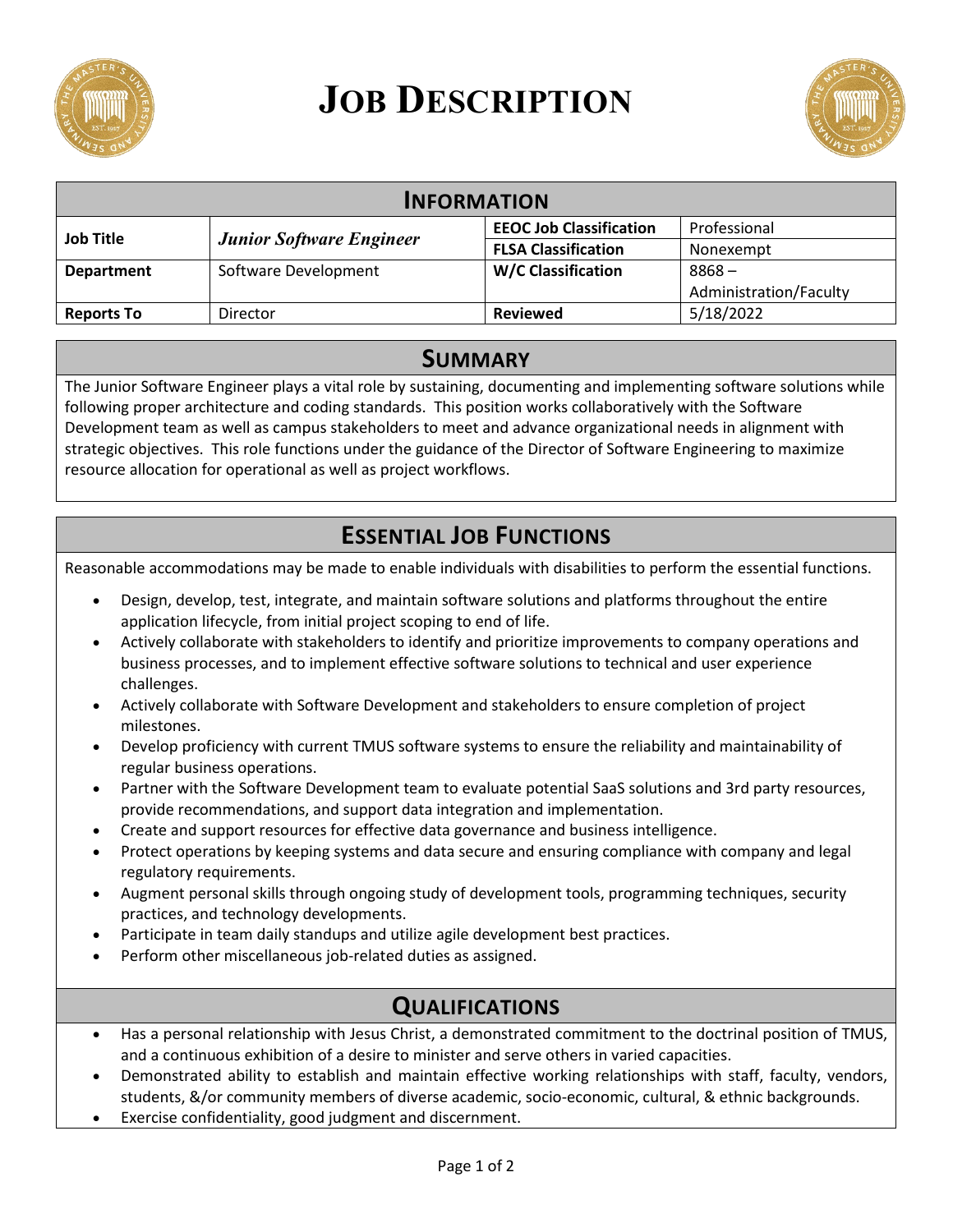# JOB DESCRIPTION

## INFORMATION

| Job Title | ***Junior Software Engineer*** | EEOC Job Classification | Professional |
|---|---|---|---|
| | | FLSA Classification | Nonexempt |
| Department | Software Development | W/C Classification | 8868 – Administration/Faculty |
| Reports To | Director | Reviewed | 5/18/2022 |

## SUMMARY

The Junior Software Engineer plays a vital role by sustaining, documenting and implementing software solutions while following proper architecture and coding standards. This position works collaboratively with the Software Development team as well as campus stakeholders to meet and advance organizational needs in alignment with strategic objectives. This role functions under the guidance of the Director of Software Engineering to maximize resource allocation for operational as well as project workflows.

## ESSENTIAL JOB FUNCTIONS

Reasonable accommodations may be made to enable individuals with disabilities to perform the essential functions.

- Design, develop, test, integrate, and maintain software solutions and platforms throughout the entire application lifecycle, from initial project scoping to end of life.
- Actively collaborate with stakeholders to identify and prioritize improvements to company operations and business processes, and to implement effective software solutions to technical and user experience challenges.
- Actively collaborate with Software Development and stakeholders to ensure completion of project milestones.
- Develop proficiency with current TMUS software systems to ensure the reliability and maintainability of regular business operations.
- Partner with the Software Development team to evaluate potential SaaS solutions and 3rd party resources, provide recommendations, and support data integration and implementation.
- Create and support resources for effective data governance and business intelligence.
- Protect operations by keeping systems and data secure and ensuring compliance with company and legal regulatory requirements.
- Augment personal skills through ongoing study of development tools, programming techniques, security practices, and technology developments.
- Participate in team daily standups and utilize agile development best practices.
- Perform other miscellaneous job-related duties as assigned.

## QUALIFICATIONS

- Has a personal relationship with Jesus Christ, a demonstrated commitment to the doctrinal position of TMUS, and a continuous exhibition of a desire to minister and serve others in varied capacities.
- Demonstrated ability to establish and maintain effective working relationships with staff, faculty, vendors, students, &/or community members of diverse academic, socio-economic, cultural, & ethnic backgrounds.
- Exercise confidentiality, good judgment and discernment.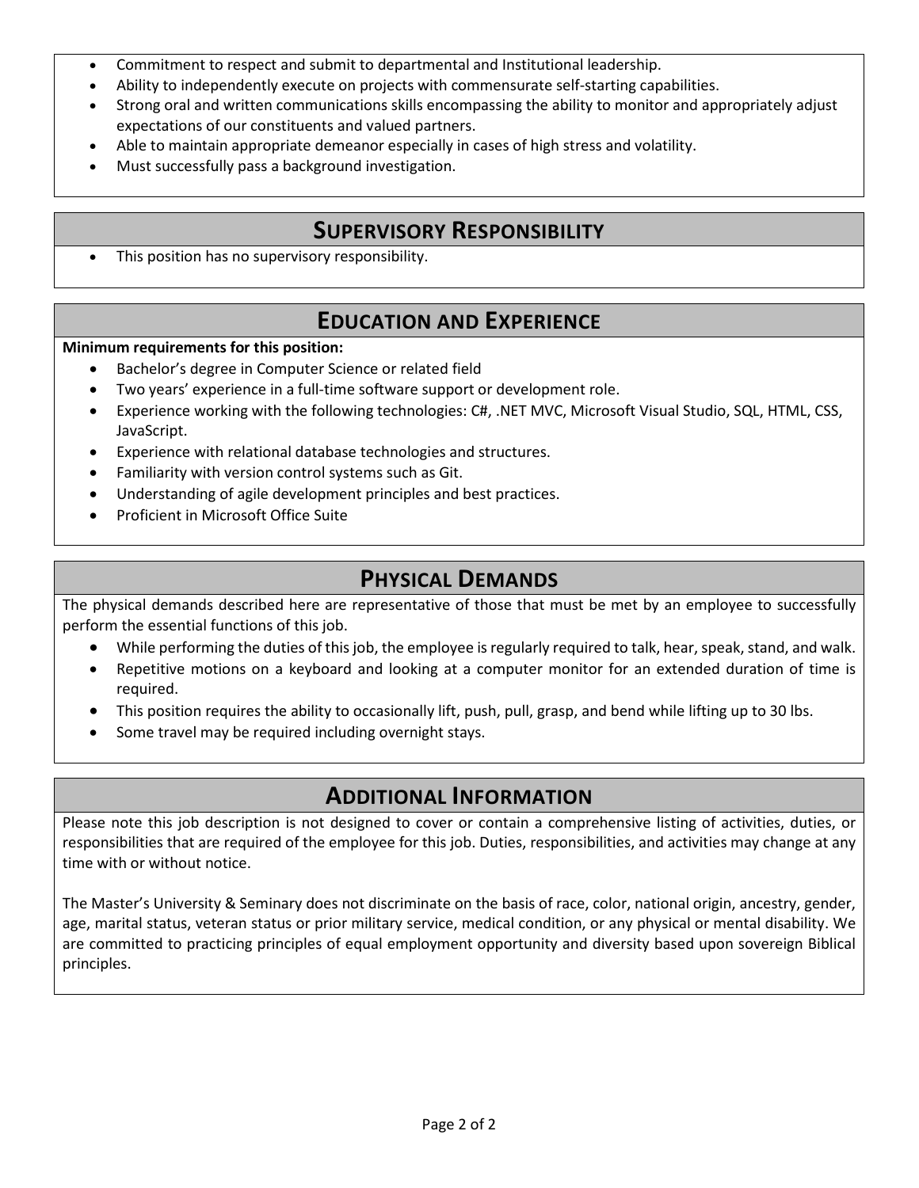- Commitment to respect and submit to departmental and Institutional leadership.
- Ability to independently execute on projects with commensurate self-starting capabilities.
- Strong oral and written communications skills encompassing the ability to monitor and appropriately adjust expectations of our constituents and valued partners.
- Able to maintain appropriate demeanor especially in cases of high stress and volatility.
- Must successfully pass a background investigation.

## Supervisory Responsibility

- This position has no supervisory responsibility.

## Education and Experience

**Minimum requirements for this position:**

- Bachelor's degree in Computer Science or related field
- Two years' experience in a full-time software support or development role.
- Experience working with the following technologies: C#, .NET MVC, Microsoft Visual Studio, SQL, HTML, CSS, JavaScript.
- Experience with relational database technologies and structures.
- Familiarity with version control systems such as Git.
- Understanding of agile development principles and best practices.
- Proficient in Microsoft Office Suite

## Physical Demands

The physical demands described here are representative of those that must be met by an employee to successfully perform the essential functions of this job.

- While performing the duties of this job, the employee is regularly required to talk, hear, speak, stand, and walk.
- Repetitive motions on a keyboard and looking at a computer monitor for an extended duration of time is required.
- This position requires the ability to occasionally lift, push, pull, grasp, and bend while lifting up to 30 lbs.
- Some travel may be required including overnight stays.

## Additional Information

Please note this job description is not designed to cover or contain a comprehensive listing of activities, duties, or responsibilities that are required of the employee for this job. Duties, responsibilities, and activities may change at any time with or without notice.

The Master's University & Seminary does not discriminate on the basis of race, color, national origin, ancestry, gender, age, marital status, veteran status or prior military service, medical condition, or any physical or mental disability. We are committed to practicing principles of equal employment opportunity and diversity based upon sovereign Biblical principles.